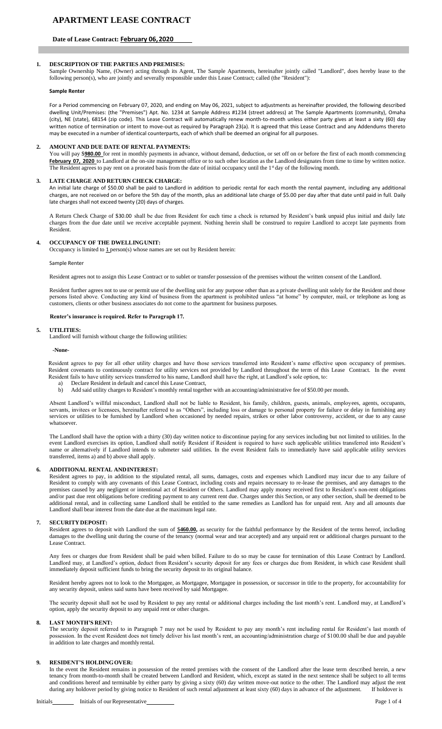# APARTMENT LEASE CONTRACT

**Date of Lease Contract: February 06, 2020**

## 1. DESCRIPTION OF THE PARTIES AND PREMISES:

Sample Ownership Name, (Owner) acting through its Agent, The Sample Apartments, hereinafter jointly called "Landlord", does hereby lease to the following person(s), who are jointly and severally responsible under this Lease Contract; called (the "Resident"):

**Sample Renter**

For a Period commencing on February 07, 2020, and ending on May 06, 2021, subject to adjustments as hereinafter provided, the following described dwelling Unit/Premises: (the "Premises") Apt. No. 1234 at Sample Address #1234 (street address) at The Sample Apartments (community), Omaha (city), NE (state), 68154 (zip code). This Lease Contract will automatically renew month-to-month unless either party gives at least a sixty (60) day written notice of termination or intent to move-out as required by Paragraph 23(a). It is agreed that this Lease Contract and any Addendums thereto may be executed in a number of identical counterparts, each of which shall be deemed an original for all purposes.

## 2. AMOUNT AND DUE DATE OF RENTAL PAYMENTS:

You will pay $**980.00** for rent in monthly payments in advance, without demand, deduction, or set off on or before the first of each month commencing **February 07, 2020** to Landlord at the on-site management office or to such other location as the Landlord designates from time to time by written notice. The Resident agrees to pay rent on a prorated basis from the date of initial occupancy until the 1st day of the following month.

## 3. LATE CHARGE AND RETURN CHECK CHARGE:

An initial late charge of $50.00 shall be paid to Landlord in addition to periodic rental for each month the rental payment, including any additional charges, are not received on or before the 5th day of the month, plus an additional late charge of $5.00 per day after that date until paid in full. Daily late charges shall not exceed twenty (20) days of charges.

A Return Check Charge of $30.00 shall be due from Resident for each time a check is returned by Resident's bank unpaid plus initial and daily late charges from the due date until we receive acceptable payment. Nothing herein shall be construed to require Landlord to accept late payments from Resident.

## 4. OCCUPANCY OF THE DWELLING UNIT:

Occupancy is limited to **1** person(s) whose names are set out by Resident herein:

Sample Renter

Resident agrees not to assign this Lease Contract or to sublet or transfer possession of the premises without the written consent of the Landlord.

Resident further agrees not to use or permit use of the dwelling unit for any purpose other than as a private dwelling unit solely for the Resident and those persons listed above. Conducting any kind of business from the apartment is prohibited unless "at home" by computer, mail, or telephone as long as customers, clients or other business associates do not come to the apartment for business purposes.

**Renter's insurance is required. Refer to Paragraph 17.**

## 5. UTILITIES:

Landlord will furnish without charge the following utilities:

**-None-**

Resident agrees to pay for all other utility charges and have those services transferred into Resident's name effective upon occupancy of premises. Resident covenants to continuously contract for utility services not provided by Landlord throughout the term of this Lease Contract. In the event Resident fails to have utility services transferred to his name, Landlord shall have the right, at Landlord's sole option, to:

a) Declare Resident in default and cancel this Lease Contract,
b) Add said utility charges to Resident's monthly rental together with an accounting/administrative fee of $50.00 per month.

Absent Landlord's willful misconduct, Landlord shall not be liable to Resident, his family, children, guests, animals, employees, agents, occupants, servants, invitees or licensees, hereinafter referred to as "Others", including loss or damage to personal property for failure or delay in furnishing any services or utilities to be furnished by Landlord when occasioned by needed repairs, strikes or other labor controversy, accident, or due to any cause whatsoever.

The Landlord shall have the option with a thirty (30) day written notice to discontinue paying for any services including but not limited to utilities. In the event Landlord exercises its option, Landlord shall notify Resident if Resident is required to have such applicable utilities transferred into Resident's name or alternatively if Landlord intends to submeter said utilities. In the event Resident fails to immediately have said applicable utility services transferred, items a) and b) above shall apply.

## 6. ADDITIONAL RENTAL AND INTEREST:

Resident agrees to pay, in addition to the stipulated rental, all sums, damages, costs and expenses which Landlord may incur due to any failure of Resident to comply with any covenants of this Lease Contract, including costs and repairs necessary to re-lease the premises, and any damages to the premises caused by any negligent or intentional act of Resident or Others. Landlord may apply money received first to Resident's non-rent obligations and/or past due rent obligations before crediting payment to any current rent due. Charges under this Section, or any other section, shall be deemed to be additional rental, and in collecting same Landlord shall be entitled to the same remedies as Landlord has for unpaid rent. Any and all amounts due Landlord shall bear interest from the date due at the maximum legal rate.

## 7. SECURITY DEPOSIT:

Resident agrees to deposit with Landlord the sum of **$460.00,** as security for the faithful performance by the Resident of the terms hereof, including damages to the dwelling unit during the course of the tenancy (normal wear and tear accepted) and any unpaid rent or additional charges pursuant to the Lease Contract.

Any fees or charges due from Resident shall be paid when billed. Failure to do so may be cause for termination of this Lease Contract by Landlord. Landlord may, at Landlord's option, deduct from Resident's security deposit for any fees or charges due from Resident, in which case Resident shall immediately deposit sufficient funds to bring the security deposit to its original balance.

Resident hereby agrees not to look to the Mortgagee, as Mortgagee, Mortgagee in possession, or successor in title to the property, for accountability for any security deposit, unless said sums have been received by said Mortgagee.

The security deposit shall not be used by Resident to pay any rental or additional charges including the last month's rent. Landlord may, at Landlord's option, apply the security deposit to any unpaid rent or other charges.

## 8. LAST MONTH'S RENT:

The security deposit referred to in Paragraph 7 may not be used by Resident to pay any month's rent including rental for Resident's last month of possession. In the event Resident does not timely deliver his last month's rent, an accounting/administration charge of $100.00 shall be due and payable in addition to late charges and monthly rental.

## 9. RESIDENT'S HOLDING OVER:

In the event the Resident remains in possession of the rented premises with the consent of the Landlord after the lease term described herein, a new tenancy from month-to-month shall be created between Landlord and Resident, which, except as stated in the next sentence shall be subject to all terms and conditions hereof and terminable by either party by giving a sixty (60) day written move-out notice to the other. The Landlord may adjust the rent during any holdover period by giving notice to Resident of such rental adjustment at least sixty (60) days in advance of the adjustment. If holdover is

Initials________ Initials of our Representative________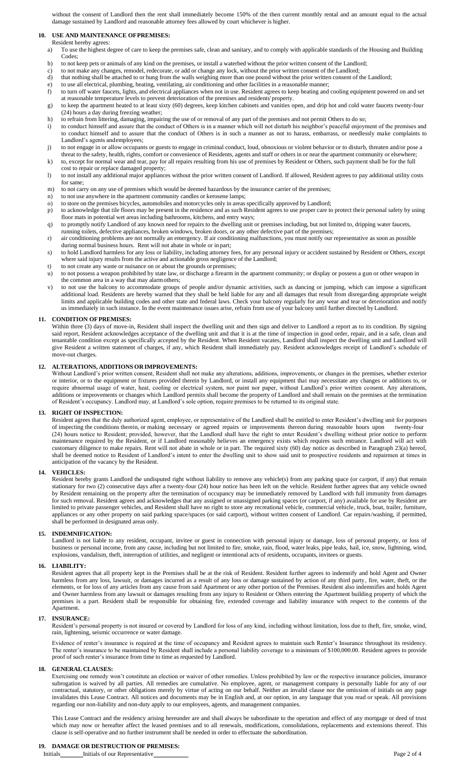without the consent of Landlord then the rent shall immediately become 150% of the then current monthly rental and an amount equal to the actual damage sustained by Landlord and reasonable attorney fees allowed by court whichever is higher.

## 10. USE AND MAINTENANCE OF PREMISES:

Resident hereby agrees:

a) To use the highest degree of care to keep the premises safe, clean and sanitary, and to comply with applicable standards of the Housing and Building Codes;
b) to not keep pets or animals of any kind on the premises, or install a waterbed without the prior written consent of the Landlord;
c) to not make any changes, remodel, redecorate, or add or change any lock, without the prior written consent of the Landlord;
d) that nothing shall be attached to or hung from the walls weighing more than one pound without the prior written consent of the Landlord;
e) to use all electrical, plumbing, heating, ventilating, air conditioning and other facilities in a reasonable manner;
f) to turn off water faucets, lights, and electrical appliances when not in use. Resident agrees to keep heating and cooling equipment powered on and set at reasonable temperature levels to prevent deterioration of the premises and residents' property.
g) to keep the apartment heated to at least sixty (60) degrees, keep kitchen cabinets and vanities open, and drip hot and cold water faucets twenty-four (24) hours a day during freezing weather;
h) to refrain from littering, damaging, impairing the use of or removal of any part of the premises and not permit Others to do so;
i) to conduct himself and assure that the conduct of Others is in a manner which will not disturb his neighbor's peaceful enjoyment of the premises and to conduct himself and to assure that the conduct of Others is in such a manner as not to harass, embarrass, or needlessly make complaints to Landlord's agents and employees;
j) to not engage in or allow occupants or guests to engage in criminal conduct, loud, obnoxious or violent behavior or to disturb, threaten and/or pose a threat to the safety, health, rights, comfort or convenience of Residents, agents and staff or others in or near the apartment community or elsewhere;
k) to, except for normal wear and tear, pay for all repairs resulting from his use of premises by Resident or Others, such payment shall be for the full cost to repair or replace damaged property;
l) to not install any additional major appliances without the prior written consent of Landlord. If allowed, Resident agrees to pay additional utility costs for same;
m) to not carry on any use of premises which would be deemed hazardous by the insurance carrier of the premises;
n) to not use anywhere in the apartment community candles or kerosene lamps;
o) to store on the premises bicycles, automobiles and motorcycles only in areas specifically approved by Landlord;
p) to acknowledge that tile floors may be present in the residence and as such Resident agrees to use proper care to protect their personal safety by using floor mats in potential wet areas including bathrooms, kitchens, and entry ways;
q) to promptly notify Landlord of any known need for repairs to the dwelling unit or premises including, but not limited to, dripping water faucets, running toilets, defective appliances, broken windows, broken doors, or any other defective part of the premises;
r) air conditioning problems are not normally an emergency. If air conditioning malfunctions, you must notify our representative as soon as possible during normal business hours. Rent will not abate in whole or in part;
s) to hold Landlord harmless for any loss or liability, including attorney fees, for any personal injury or accident sustained by Resident or Others, except where said injury results from the active and actionable gross negligence of the Landlord;
t) to not create any waste or nuisance on or about the grounds or premises;
u) to not possess a weapon prohibited by state law, or discharge a firearm in the apartment community; or display or possess a gun or other weapon in the common area in a way that may alarm others;
v) to not use the balcony to accommodate groups of people and/or dynamic activities, such as dancing or jumping, which can impose a significant additional load. Residents are hereby warned that they shall be held liable for any and all damages that result from disregarding appropriate weight limits and applicable building codes and other state and federal laws. Check your balcony regularly for any wear and tear or deterioration and notify us immediately in such instance. In the event maintenance issues arise, refrain from use of your balcony until further directed by Landlord.

## 11. CONDITION OF PREMISES:

Within three (3) days of move-in, Resident shall inspect the dwelling unit and then sign and deliver to Landlord a report as to its condition. By signing said report, Resident acknowledges acceptance of the dwelling unit and that it is at the time of inspection in good order, repair, and in a safe, clean and tenantable condition except as specifically accepted by the Resident. When Resident vacates, Landlord shall inspect the dwelling unit and Landlord will give Resident a written statement of charges, if any, which Resident shall immediately pay. Resident acknowledges receipt of Landlord's schedule of move-out charges.

## 12. ALTERATIONS, ADDITIONS OR IMPROVEMENTS:

Without Landlord's prior written consent, Resident shall not make any alterations, additions, improvements, or changes in the premises, whether exterior or interior, or to the equipment or fixtures provided therein by Landlord, or install any equipment that may necessitate any changes or additions to, or require abnormal usage of water, heat, cooling or electrical system, nor paint nor paper, without Landlord's prior written consent. Any alterations, additions or improvements or changes which Landlord permits shall become the property of Landlord and shall remain on the premises at the termination of Resident's occupancy. Landlord may, at Landlord's sole option, require premises to be returned to its original state.

## 13. RIGHT OF INSPECTION:

Resident agrees that the duly authorized agent, employee, or representative of the Landlord shall be entitled to enter Resident's dwelling unit for purposes of inspecting the conditions therein, or making necessary or agreed repairs or improvements thereon during reasonable hours upon twenty-four (24) hours notice to Resident; provided, however, that the Landlord shall have the right to enter Resident's dwelling without prior notice to perform maintenance required by the Resident, or if Landlord reasonably believes an emergency exists which requires such entrance. Landlord will act with customary diligence to make repairs. Rent will not abate in whole or in part. The required sixty (60) day notice as described in Paragraph 23(a) hereof, shall be deemed notice to Resident of Landlord's intent to enter the dwelling unit to show said unit to prospective residents and repairmen at times in anticipation of the vacancy by the Resident.

## 14. VEHICLES:

Resident hereby grants Landlord the undisputed right without liability to remove any vehicle(s) from any parking space (or carport, if any) that remain stationary for two (2) consecutive days after a twenty-four (24) hour notice has been left on the vehicle. Resident further agrees that any vehicle owned by Resident remaining on the property after the termination of occupancy may be immediately removed by Landlord with full immunity from damages for such removal. Resident agrees and acknowledges that any assigned or unassigned parking spaces (or carport, if any) available for use by Resident are limited to private passenger vehicles, and Resident shall have no right to store any recreational vehicle, commercial vehicle, truck, boat, trailer, furniture, appliances or any other property on said parking space/spaces (or said carport), without written consent of Landlord. Car repairs/washing, if permitted, shall be performed in designated areas only.

## 15. INDEMNIFICATION:

Landlord is not liable to any resident, occupant, invitee or guest in connection with personal injury or damage, loss of personal property, or loss of business or personal income, from any cause, including but not limited to fire, smoke, rain, flood, water leaks, pipe leaks, hail, ice, snow, lightning, wind, explosions, vandalism, theft, interruption of utilities, and negligent or intentional acts of residents, occupants, invitees or guests.

## 16. LIABILITY:

Resident agrees that all property kept in the Premises shall be at the risk of Resident. Resident further agrees to indemnify and hold Agent and Owner harmless from any loss, lawsuit, or damages incurred as a result of any loss or damage sustained by action of any third party, fire, water, theft, or the elements, or for loss of any articles from any cause from said Apartment or any other portion of the Premises. Resident also indemnifies and holds Agent and Owner harmless from any lawsuit or damages resulting from any injury to Resident or Others entering the Apartment building property of which the premises is a part. Resident shall be responsible for obtaining fire, extended coverage and liability insurance with respect to the contents of the Apartment.

## 17. INSURANCE:

Resident's personal property is not insured or covered by Landlord for loss of any kind, including without limitation, loss due to theft, fire, smoke, wind, rain, lightening, seismic occurrence or water damage.

Evidence of renter's insurance is required at the time of occupancy and Resident agrees to maintain such Renter's Insurance throughout its residency. The renter's insurance to be maintained by Resident shall include a personal liability coverage to a minimum of $100,000.00. Resident agrees to provide proof of such renter's insurance from time to time as requested by Landlord.

## 18. GENERAL CLAUSES:

Exercising one remedy won't constitute an election or waiver of other remedies. Unless prohibited by law or the respective insurance policies, insurance subrogation is waived by all parties. All remedies are cumulative. No employee, agent, or management company is personally liable for any of our contractual, statutory, or other obligations merely by virtue of acting on our behalf. Neither an invalid clause nor the omission of initials on any page invalidates this Lease Contract. All notices and documents may be in English and, at our option, in any language that you read or speak. All provisions regarding our non-liability and non-duty apply to our employees, agents, and management companies.

This Lease Contract and the residency arising hereunder are and shall always be subordinate to the operation and effect of any mortgage or deed of trust which may now or hereafter affect the leased premises and to all renewals, modifications, consolidations, replacements and extensions thereof. This clause is self-operative and no further instrument shall be needed in order to effectuate the subordination.

## 19. DAMAGE OR DESTRUCTION OF PREMISES:

Initials ______ Initials of our Representative __________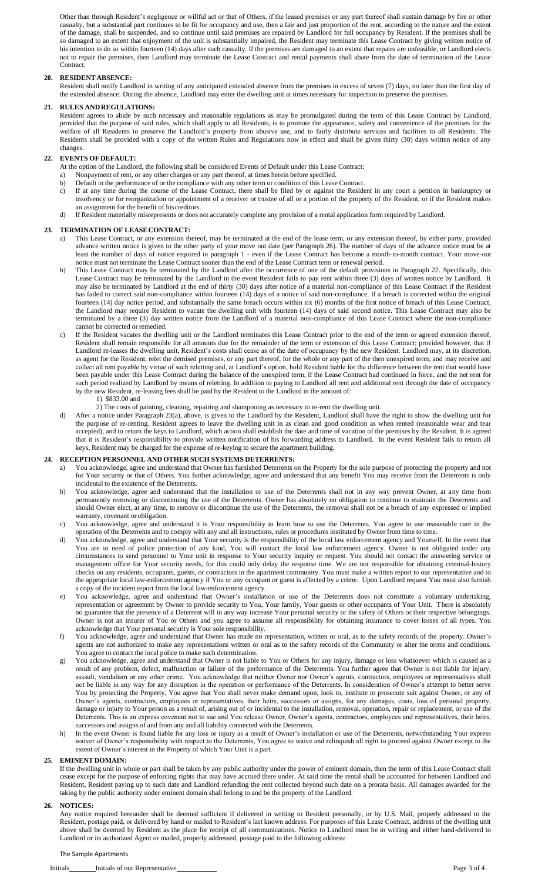Other than through Resident's negligence or willful act or that of Others, if the leased premises or any part thereof shall sustain damage by fire or other casualty, but a substantial part continues to be fit for occupancy and use, then a fair and just proportion of the rent, according to the nature and the extent of the damage, shall be suspended, and so continue until said premises are repaired by Landlord for full occupancy by Resident. If the premises shall be so damaged to an extent that enjoyment of the unit is substantially impaired, the Resident may terminate this Lease Contract by giving written notice of his intention to do so within fourteen (14) days after such casualty. If the premises are damaged to an extent that repairs are unfeasible, or Landlord elects not to repair the premises, then Landlord may terminate the Lease Contract and rental payments shall abate from the date of termination of the Lease Contract.

## 20. RESIDENT ABSENCE:

Resident shall notify Landlord in writing of any anticipated extended absence from the premises in excess of seven (7) days, no later than the first day of the extended absence. During the absence, Landlord may enter the dwelling unit at times necessary for inspection to preserve the premises.

## 21. RULES AND REGULATIONS:

Resident agrees to abide by such necessary and reasonable regulations as may be promulgated during the term of this Lease Contract by Landlord, provided that the purpose of said rules, which shall apply to all Residents, is to promote the appearance, safety and convenience of the premises for the welfare of all Residents to preserve the Landlord's property from abusive use, and to fairly distribute services and facilities to all Residents. The Residents shall be provided with a copy of the written Rules and Regulations now in effect and shall be given thirty (30) days written notice of any changes.

## 22. EVENTS OF DEFAULT:

At the option of the Landlord, the following shall be considered Events of Default under this Lease Contract:

a) Nonpayment of rent, or any other charges or any part thereof, at times herein before specified.
b) Default in the performance of or the compliance with any other term or condition of this Lease Contract.
c) If at any time during the course of the Lease Contract, there shall be filed by or against the Resident in any court a petition in bankruptcy or insolvency or for reorganization or appointment of a receiver or trustee of all or a portion of the property of the Resident, or if the Resident makes an assignment for the benefit of his creditors.
d) If Resident materially misrepresents or does not accurately complete any provision of a rental application form required by Landlord.

## 23. TERMINATION OF LEASE CONTRACT:

a) This Lease Contract, or any extension thereof, may be terminated at the end of the lease term, or any extension thereof, by either party, provided advance written notice is given to the other party of your move out date (per Paragraph 26). The number of days of the advance notice must be at least the number of days of notice required in paragraph 1 - even if the Lease Contract has become a month-to-month contract. Your move-out notice must not terminate the Lease Contract sooner than the end of the Lease Contract term or renewal period.
b) This Lease Contract may be terminated by the Landlord after the occurrence of one of the default provisions in Paragraph 22. Specifically, this Lease Contract may be terminated by the Landlord in the event Resident fails to pay rent within three (3) days of written notice by Landlord. It may also be terminated by Landlord at the end of thirty (30) days after notice of a material non-compliance of this Lease Contract if the Resident has failed to correct said non-compliance within fourteen (14) days of a notice of said non-compliance. If a breach is corrected within the original fourteen (14) day notice period, and substantially the same breach occurs within six (6) months of the first notice of breach of this Lease Contract, the Landlord may require Resident to vacate the dwelling unit with fourteen (14) days of said second notice. This Lease Contract may also be terminated by a three (3) day written notice from the Landlord of a material non-compliance of this Lease Contract where the non-compliance cannot be corrected or remedied.
c) If the Resident vacates the dwelling unit or the Landlord terminates this Lease Contract prior to the end of the term or agreed extension thereof, Resident shall remain responsible for all amounts due for the remainder of the term or extension of this Lease Contract; provided however, that if Landlord re-leases the dwelling unit, Resident's costs shall cease as of the date of occupancy by the new Resident. Landlord may, at its discretion, as agent for the Resident, relet the demised premises, or any part thereof, for the whole or any part of the then unexpired term, and may receive and collect all rent payable by virtue of such reletting and, at Landlord's option, hold Resident liable for the difference between the rent that would have been payable under this Lease Contract during the balance of the unexpired term, if the Lease Contract had continued in force, and the net rent for such period realized by Landlord by means of reletting. In addition to paying to Landlord all rent and additional rent through the date of occupancy by the new Resident, re-leasing fees shall be paid by the Resident to the Landlord in the amount of:
   1) $833.00 and
   2) The costs of painting, cleaning, repairing and shampooing as necessary to re-rent the dwelling unit.
d) After a notice under Paragraph 23(a), above, is given to the Landlord by the Resident, Landlord shall have the right to show the dwelling unit for the purpose of re-renting. Resident agrees to leave the dwelling unit in as clean and good condition as when rented (reasonable wear and tear accepted), and to return the keys to Landlord, which action shall establish the date and time of vacation of the premises by the Resident. It is agreed that it is Resident's responsibility to provide written notification of his forwarding address to Landlord. In the event Resident fails to return all keys, Resident may be charged for the expense of re-keying to secure the apartment building.

## 24. RECEPTION PERSONNEL AND OTHER SUCH SYSTEMS DETERRENTS:

a) You acknowledge, agree and understand that Owner has furnished Deterrents on the Property for the sole purpose of protecting the property and not for Your security or that of Others. You further acknowledge, agree and understand that any benefit You may receive from the Deterrents is only incidental to the existence of the Deterrents.
b) You acknowledge, agree and understand that the installation or use of the Deterrents shall not in any way prevent Owner, at any time from permanently removing or discontinuing the use of the Deterrents. Owner has absolutely no obligation to continue to maintain the Deterrents and should Owner elect, at any time, to remove or discontinue the use of the Deterrents, the removal shall not be a breach of any expressed or implied warranty, covenant or obligation.
c) You acknowledge, agree and understand it is Your responsibility to learn how to use the Deterrents. You agree to use reasonable care in the operation of the Deterrents and to comply with any and all instructions, rules or procedures instituted by Owner from time to time.
d) You acknowledge, agree and understand that Your security is the responsibility of the local law enforcement agency and Yourself. In the event that You are in need of police protection of any kind, You will contact the local law enforcement agency. Owner is not obligated under any circumstances to send personnel to Your unit in response to Your security inquiry or request. You should not contact the answering service or management office for Your security needs, for this could only delay the response time. We are not responsible for obtaining criminal-history checks on any residents, occupants, guests, or contractors in the apartment community. You must make a written report to our representative and to the appropriate local law-enforcement agency if You or any occupant or guest is affected by a crime. Upon Landlord request You must also furnish a copy of the incident report from the local law-enforcement agency.
e) You acknowledge, agree and understand that Owner's installation or use of the Deterrents does not constitute a voluntary undertaking, representation or agreement by Owner to provide security to You, Your family, Your guests or other occupants of Your Unit. There is absolutely no guarantee that the presence of a Deterrent will in any way increase Your personal security or the safety of Others or their respective belongings. Owner is not an insurer of You or Others and you agree to assume all responsibility for obtaining insurance to cover losses of all types. You acknowledge that Your personal security is Your sole responsibility.
f) You acknowledge, agree and understand that Owner has made no representation, written or oral, as to the safety records of the property. Owner's agents are not authorized to make any representations written or oral as to the safety records of the Community or alter the terms and conditions. You agree to contact the local police to make such determination.
g) You acknowledge, agree and understand that Owner is not liable to You or Others for any injury, damage or loss whatsoever which is caused as a result of any problem, defect, malfunction or failure of the performance of the Deterrents. You further agree that Owner is not liable for injury, assault, vandalism or any other crime. You acknowledge that neither Owner nor Owner's agents, contractors, employees or representatives shall not be liable in any way for any disruption in the operation or performance of the Deterrents. In consideration of Owner's attempt to better serve You by protecting the Property, You agree that You shall never make demand upon, look to, institute to prosecute suit against Owner, or any of Owner's agents, contractors, employees or representatives, their heirs, successors or assigns, for any damages, costs, loss of personal property, damage or injury to Your person as a result of, arising out of or incidental to the installation, removal, operation, repair or replacement, or use of the Deterrents. This is an express covenant not to sue and You release Owner, Owner's agents, contractors, employees and representatives, their heirs, successors and assigns of and from any and all liability connected with the Deterrents.
h) In the event Owner is found liable for any loss or injury as a result of Owner's installation or use of the Deterrents, notwithstanding Your express waiver of Owner's responsibility with respect to the Deterrents, You agree to waive and relinquish all right to proceed against Owner except to the extent of Owner's interest in the Property of which Your Unit is a part.

## 25. EMINENT DOMAIN:

If the dwelling unit in whole or part shall be taken by any public authority under the power of eminent domain, then the term of this Lease Contract shall cease except for the purpose of enforcing rights that may have accrued there under. At said time the rental shall be accounted for between Landlord and Resident, Resident paying up to such date and Landlord refunding the rent collected beyond such date on a prorata basis. All damages awarded for the taking by the public authority under eminent domain shall belong to and be the property of the Landlord.

## 26. NOTICES:

Any notice required hereunder shall be deemed sufficient if delivered in writing to Resident personally, or by U.S. Mail, properly addressed to the Resident, postage paid, or delivered by hand or mailed to Resident's last known address. For purposes of this Lease Contract, address of the dwelling unit above shall be deemed by Resident as the place for receipt of all communications. Notice to Landlord must be in writing and either hand-delivered to Landlord or its authorized Agent or mailed, properly addressed, postage paid to the following address:

The Sample Apartments

Initials\_\_\_\_\_\_\_ Initials of our Representative\_\_\_\_\_\_\_\_\_\_\_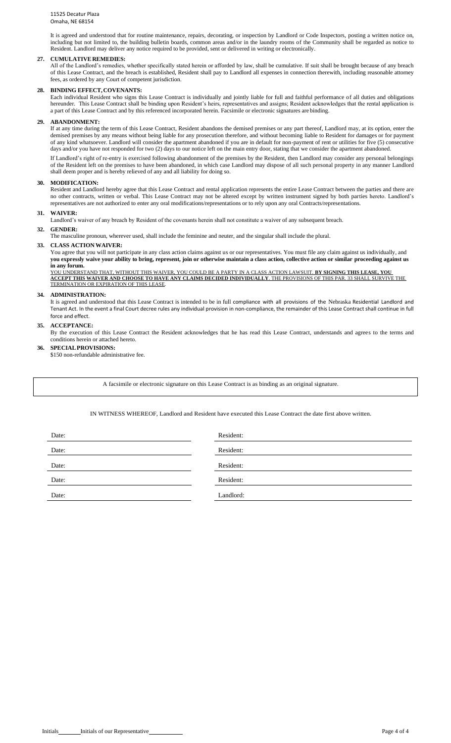11525 Decatur Plaza
Omaha, NE 68154

It is agreed and understood that for routine maintenance, repairs, decorating, or inspection by Landlord or Code Inspectors, posting a written notice on, including but not limited to, the building bulletin boards, common areas and/or in the laundry rooms of the Community shall be regarded as notice to Resident. Landlord may deliver any notice required to be provided, sent or delivered in writing or electronically.

**27. CUMULATIVE REMEDIES:**

All of the Landlord's remedies, whether specifically stated herein or afforded by law, shall be cumulative. If suit shall be brought because of any breach of this Lease Contract, and the breach is established, Resident shall pay to Landlord all expenses in connection therewith, including reasonable attorney fees, as ordered by any Court of competent jurisdiction.

**28. BINDING EFFECT, COVENANTS:**

Each individual Resident who signs this Lease Contract is individually and jointly liable for full and faithful performance of all duties and obligations hereunder. This Lease Contract shall be binding upon Resident's heirs, representatives and assigns; Resident acknowledges that the rental application is a part of this Lease Contract and by this referenced incorporated herein. Facsimile or electronic signatures are binding.

**29. ABANDONMENT:**

If at any time during the term of this Lease Contract, Resident abandons the demised premises or any part thereof, Landlord may, at its option, enter the demised premises by any means without being liable for any prosecution therefore, and without becoming liable to Resident for damages or for payment of any kind whatsoever. Landlord will consider the apartment abandoned if you are in default for non-payment of rent or utilities for five (5) consecutive days and/or you have not responded for two (2) days to our notice left on the main entry door, stating that we consider the apartment abandoned.

If Landlord's right of re-entry is exercised following abandonment of the premises by the Resident, then Landlord may consider any personal belongings of the Resident left on the premises to have been abandoned, in which case Landlord may dispose of all such personal property in any manner Landlord shall deem proper and is hereby relieved of any and all liability for doing so.

**30. MODIFICATION:**

Resident and Landlord hereby agree that this Lease Contract and rental application represents the entire Lease Contract between the parties and there are no other contracts, written or verbal. This Lease Contract may not be altered except by written instrument signed by both parties hereto. Landlord's representatives are not authorized to enter any oral modifications/representations or to rely upon any oral Contracts/representations.

**31. WAIVER:**

Landlord's waiver of any breach by Resident of the covenants herein shall not constitute a waiver of any subsequent breach.

**32. GENDER:**

The masculine pronoun, wherever used, shall include the feminine and neuter, and the singular shall include the plural.

**33. CLASS ACTION WAIVER:**

You agree that you will not participate in any class action claims against us or our representatives. You must file any claim against us individually, and **you expressly waive your ability to bring, represent, join or otherwise maintain a class action, collective action or similar proceeding against us in any forum.**

YOU UNDERSTAND THAT, WITHOUT THIS WAIVER, YOU COULD BE A PARTY IN A CLASS ACTION LAWSUIT. **BY SIGNING THIS LEASE, YOU ACCEPT THIS WAIVER AND CHOOSE TO HAVE ANY CLAIMS DECIDED INDIVIDUALLY**. THE PROVISIONS OF THIS PAR. 33 SHALL SURVIVE THE TERMINATION OR EXPIRATION OF THIS LEASE.

**34. ADMINISTRATION:**

It is agreed and understood that this Lease Contract is intended to be in full compliance with all provisions of the Nebraska Residential Landlord and Tenant Act. In the event a final Court decree rules any individual provision in non-compliance, the remainder of this Lease Contract shall continue in full force and effect.

**35. ACCEPTANCE:**

By the execution of this Lease Contract the Resident acknowledges that he has read this Lease Contract, understands and agrees to the terms and conditions herein or attached hereto.

**36. SPECIAL PROVISIONS:**

$150 non-refundable administrative fee.

A facsimile or electronic signature on this Lease Contract is as binding as an original signature.

IN WITNESS WHEREOF, Landlord and Resident have executed this Lease Contract the date first above written.

| | |
|---|---|
| Date: | Resident: |
| Date: | Resident: |
| Date: | Resident: |
| Date: | Resident: |
| Date: | Landlord: |

Initials\_\_\_\_\_\_ Initials of our Representative\_\_\_\_\_\_\_\_\_\_